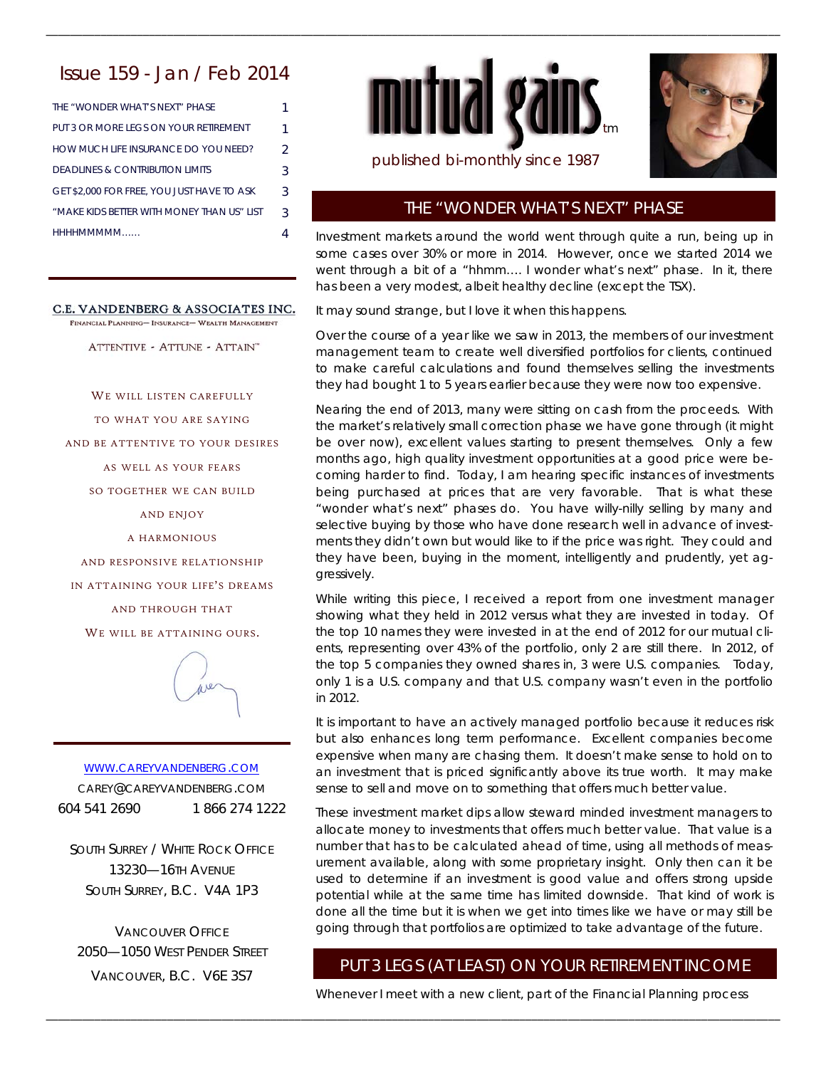# Issue 159 - Jan / Feb 2014

| | |
|---|---|
| THE "WONDER WHAT'S NEXT" PHASE | 1 |
| PUT 3 OR MORE LEGS ON YOUR RETIREMENT | 1 |
| HOW MUCH LIFE INSURANCE DO YOU NEED? | 2 |
| DEADLINES & CONTRIBUTION LIMITS | 3 |
| GET $2,000 FOR FREE, YOU JUST HAVE TO ASK | 3 |
| "MAKE KIDS BETTER WITH MONEY THAN US" LIST | 3 |
| HHHHMMMMM...... | 4 |

**C.E. VANDENBERG & ASSOCIATES INC.**
FINANCIAL PLANNING— INSURANCE— WEALTH MANAGEMENT

ATTENTIVE - ATTUNE - ATTAIN™

WE WILL LISTEN CAREFULLY
TO WHAT YOU ARE SAYING
AND BE ATTENTIVE TO YOUR DESIRES
AS WELL AS YOUR FEARS
SO TOGETHER WE CAN BUILD
AND ENJOY
A HARMONIOUS
AND RESPONSIVE RELATIONSHIP
IN ATTAINING YOUR LIFE'S DREAMS
AND THROUGH THAT
WE WILL BE ATTAINING OURS.

WWW.CAREYVANDENBERG.COM
CAREY@CAREYVANDENBERG.COM
604 541 2690 1 866 274 1222

SOUTH SURREY / WHITE ROCK OFFICE
13230—16TH AVENUE
SOUTH SURREY, B.C. V4A 1P3

VANCOUVER OFFICE
2050—1050 WEST PENDER STREET
VANCOUVER, B.C. V6E 3S7

# mutual gains™

published bi-monthly since 1987

## THE "WONDER WHAT'S NEXT" PHASE

Investment markets around the world went through quite a run, being up in some cases over 30% or more in 2014. However, once we started 2014 we went through a bit of a "hhmm.... I wonder what's next" phase. In it, there has been a very modest, albeit healthy decline (except the TSX).

It may sound strange, but I love it when this happens.

Over the course of a year like we saw in 2013, the members of our investment management team to create well diversified portfolios for clients, continued to make careful calculations and found themselves selling the investments they had bought 1 to 5 years earlier because they were now too expensive.

Nearing the end of 2013, many were sitting on cash from the proceeds. With the market's relatively small correction phase we have gone through (it might be over now), excellent values starting to present themselves. Only a few months ago, high quality investment opportunities at a good price were becoming harder to find. Today, I am hearing specific instances of investments being purchased at prices that are very favorable. That is what these "wonder what's next" phases do. You have willy-nilly selling by many and selective buying by those who have done research well in advance of investments they didn't own but would like to if the price was right. They could and they have been, buying in the moment, intelligently and prudently, yet aggressively.

While writing this piece, I received a report from one investment manager showing what they held in 2012 versus what they are invested in today. Of the top 10 names they were invested in at the end of 2012 for our mutual clients, representing over 43% of the portfolio, only 2 are still there. In 2012, of the top 5 companies they owned shares in, 3 were U.S. companies. Today, only 1 is a U.S. company and that U.S. company wasn't even in the portfolio in 2012.

It is important to have an actively managed portfolio because it reduces risk but also enhances long term performance. Excellent companies become expensive when many are chasing them. It doesn't make sense to hold on to an investment that is priced significantly above its true worth. It may make sense to sell and move on to something that offers much better value.

These investment market dips allow steward minded investment managers to allocate money to investments that offers much better value. That value is a number that has to be calculated ahead of time, using all methods of measurement available, along with some proprietary insight. Only then can it be used to determine if an investment is good value and offers strong upside potential while at the same time has limited downside. That kind of work is done all the time but it is when we get into times like we have or may still be going through that portfolios are optimized to take advantage of the future.

## PUT 3 LEGS (AT LEAST) ON YOUR RETIREMENT INCOME

Whenever I meet with a new client, part of the Financial Planning process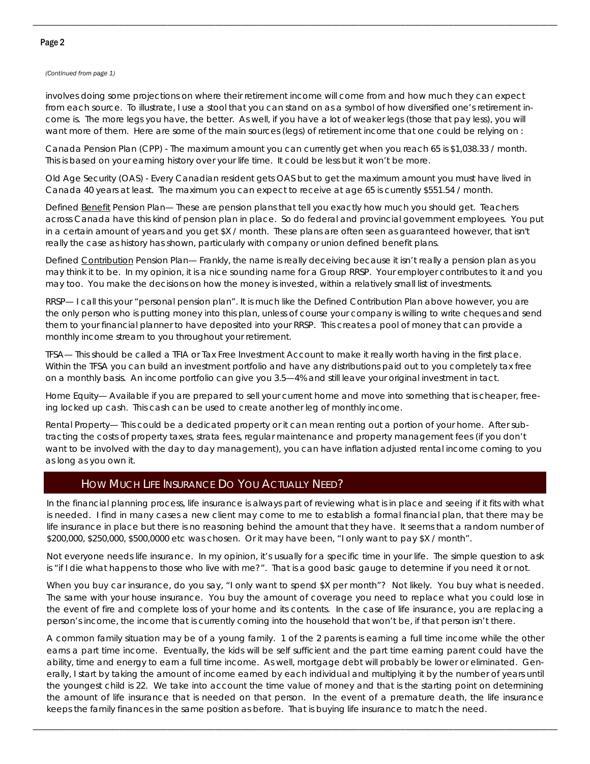*(Continued from page 1)*

involves doing some projections on where their retirement income will come from and how much they can expect from each source. To illustrate, I use a stool that you can stand on as a symbol of how diversified one's retirement income is. The more legs you have, the better. As well, if you have a lot of weaker legs (those that pay less), you will want more of them. Here are some of the main sources (legs) of retirement income that one could be relying on :

Canada Pension Plan (CPP) - The maximum amount you can currently get when you reach 65 is $1,038.33 / month. This is based on your earning history over your life time. It could be less but it won't be more.

Old Age Security (OAS) - Every Canadian resident gets OAS but to get the maximum amount you must have lived in Canada 40 years at least. The maximum you can expect to receive at age 65 is currently $551.54 / month.

Defined Benefit Pension Plan— These are pension plans that tell you exactly how much you should get. Teachers across Canada have this kind of pension plan in place. So do federal and provincial government employees. You put in a certain amount of years and you get $X / month. These plans are often seen as guaranteed however, that isn't really the case as history has shown, particularly with company or union defined benefit plans.

Defined Contribution Pension Plan— Frankly, the name is really deceiving because it isn't really a pension plan as you may think it to be. In my opinion, it is a nice sounding name for a Group RRSP. Your employer contributes to it and you may too. You make the decisions on how the money is invested, within a relatively small list of investments.

RRSP— I call this your "personal pension plan". It is much like the Defined Contribution Plan above however, you are the only person who is putting money into this plan, unless of course your company is willing to write cheques and send them to your financial planner to have deposited into your RRSP. This creates a pool of money that can provide a monthly income stream to you throughout your retirement.

TFSA— This should be called a TFIA or Tax Free Investment Account to make it really worth having in the first place. Within the TFSA you can build an investment portfolio and have any distributions paid out to you completely tax free on a monthly basis. An income portfolio can give you 3.5—4% and still leave your original investment in tact.

Home Equity— Available if you are prepared to sell your current home and move into something that is cheaper, freeing locked up cash. This cash can be used to create another leg of monthly income.

Rental Property— This could be a dedicated property or it can mean renting out a portion of your home. After subtracting the costs of property taxes, strata fees, regular maintenance and property management fees (if you don't want to be involved with the day to day management), you can have inflation adjusted rental income coming to you as long as you own it.

## How Much Life Insurance Do You Actually Need?

In the financial planning process, life insurance is always part of reviewing what is in place and seeing if it fits with what is needed. I find in many cases a new client may come to me to establish a formal financial plan, that there may be life insurance in place but there is no reasoning behind the amount that they have. It seems that a random number of $200,000, $250,000, $500,0000 etc was chosen. Or it may have been, "I only want to pay $X / month".

Not everyone needs life insurance. In my opinion, it's usually for a specific time in your life. The simple question to ask is "if I die what happens to those who live with me?". That is a good basic gauge to determine if you need it or not.

When you buy car insurance, do you say, "I only want to spend $X per month"? Not likely. You buy what is needed. The same with your house insurance. You buy the amount of coverage you need to replace what you could lose in the event of fire and complete loss of your home and its contents. In the case of life insurance, you are replacing a person's income, the income that is currently coming into the household that won't be, if that person isn't there.

A common family situation may be of a young family. 1 of the 2 parents is earning a full time income while the other earns a part time income. Eventually, the kids will be self sufficient and the part time earning parent could have the ability, time and energy to earn a full time income. As well, mortgage debt will probably be lower or eliminated. Generally, I start by taking the amount of income earned by each individual and multiplying it by the number of years until the youngest child is 22. We take into account the time value of money and that is the starting point on determining the amount of life insurance that is needed on that person. In the event of a premature death, the life insurance keeps the family finances in the same position as before. That is buying life insurance to match the need.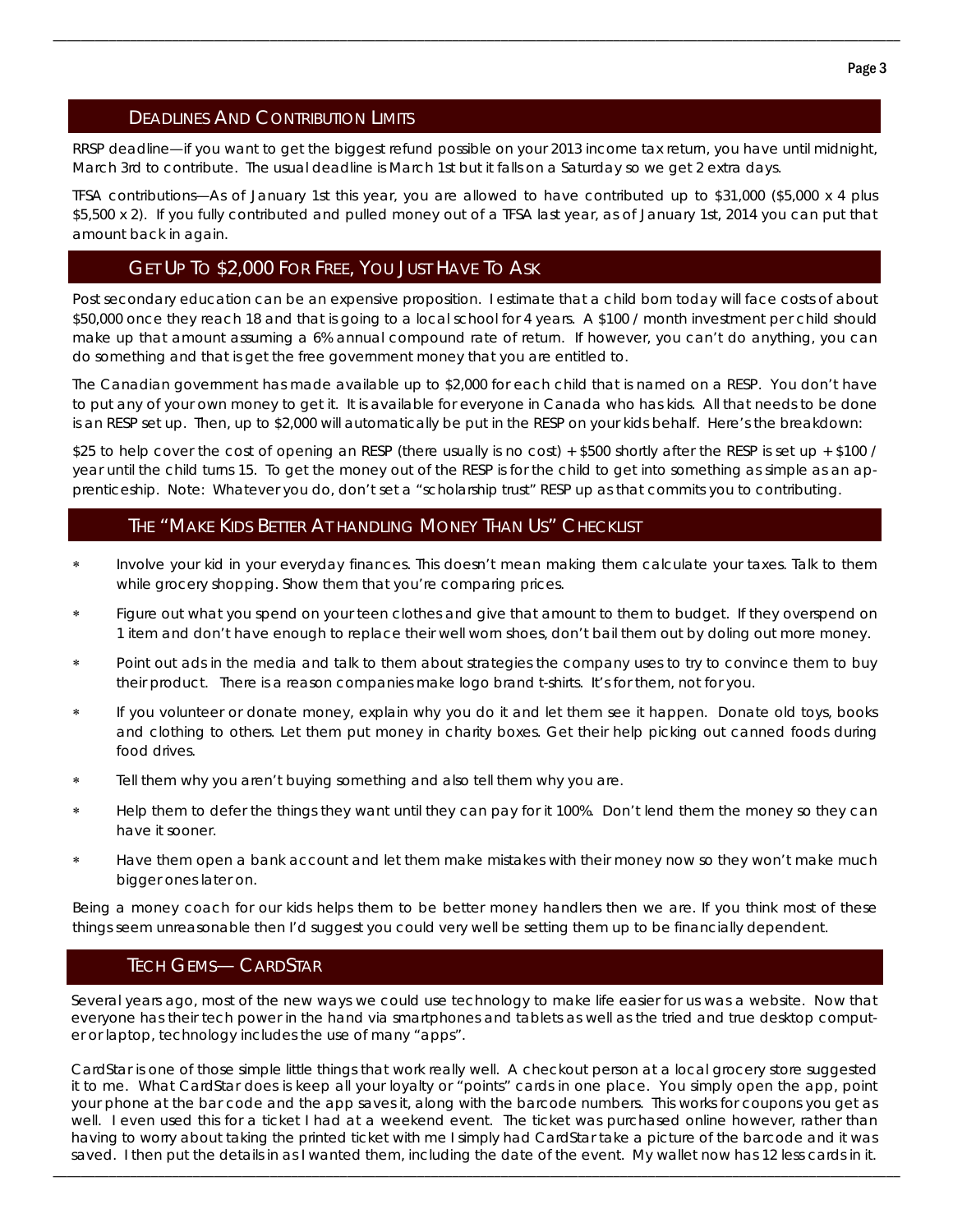## Deadlines And Contribution Limits

RRSP deadline—if you want to get the biggest refund possible on your 2013 income tax return, you have until midnight, March 3rd to contribute. The usual deadline is March 1st but it falls on a Saturday so we get 2 extra days.

TFSA contributions—As of January 1st this year, you are allowed to have contributed up to $31,000 ($5,000 x 4 plus $5,500 x 2). If you fully contributed and pulled money out of a TFSA last year, as of January 1st, 2014 you can put that amount back in again.

## Get Up To $2,000 For Free, You Just Have To Ask

Post secondary education can be an expensive proposition. I estimate that a child born today will face costs of about $50,000 once they reach 18 and that is going to a local school for 4 years. A $100 / month investment per child should make up that amount assuming a 6% annual compound rate of return. If however, you can't do anything, you can do something and that is get the free government money that you are entitled to.

The Canadian government has made available up to $2,000 for each child that is named on a RESP. You don't have to put any of your own money to get it. It is available for everyone in Canada who has kids. All that needs to be done is an RESP set up. Then, up to $2,000 will automatically be put in the RESP on your kids behalf. Here's the breakdown:

$25 to help cover the cost of opening an RESP (there usually is no cost) + $500 shortly after the RESP is set up + $100 / year until the child turns 15. To get the money out of the RESP is for the child to get into something as simple as an apprenticeship. Note: Whatever you do, don't set a "scholarship trust" RESP up as that commits you to contributing.

## The "Make Kids Better At handling Money Than Us" Checklist

- Involve your kid in your everyday finances. This doesn't mean making them calculate your taxes. Talk to them while grocery shopping. Show them that you're comparing prices.
- Figure out what you spend on your teen clothes and give that amount to them to budget. If they overspend on 1 item and don't have enough to replace their well worn shoes, don't bail them out by doling out more money.
- Point out ads in the media and talk to them about strategies the company uses to try to convince them to buy their product. There is a reason companies make logo brand t-shirts. It's for them, not for you.
- If you volunteer or donate money, explain why you do it and let them see it happen. Donate old toys, books and clothing to others. Let them put money in charity boxes. Get their help picking out canned foods during food drives.
- Tell them why you aren't buying something and also tell them why you are.
- Help them to defer the things they want until they can pay for it 100%. Don't lend them the money so they can have it sooner.
- Have them open a bank account and let them make mistakes with their money now so they won't make much bigger ones later on.

Being a money coach for our kids helps them to be better money handlers then we are. If you think most of these things seem unreasonable then I'd suggest you could very well be setting them up to be financially dependent.

## Tech Gems— CardStar

Several years ago, most of the new ways we could use technology to make life easier for us was a website. Now that everyone has their tech power in the hand via smartphones and tablets as well as the tried and true desktop computer or laptop, technology includes the use of many "apps".

CardStar is one of those simple little things that work really well. A checkout person at a local grocery store suggested it to me. What CardStar does is keep all your loyalty or "points" cards in one place. You simply open the app, point your phone at the bar code and the app saves it, along with the barcode numbers. This works for coupons you get as well. I even used this for a ticket I had at a weekend event. The ticket was purchased online however, rather than having to worry about taking the printed ticket with me I simply had CardStar take a picture of the barcode and it was saved. I then put the details in as I wanted them, including the date of the event. My wallet now has 12 less cards in it.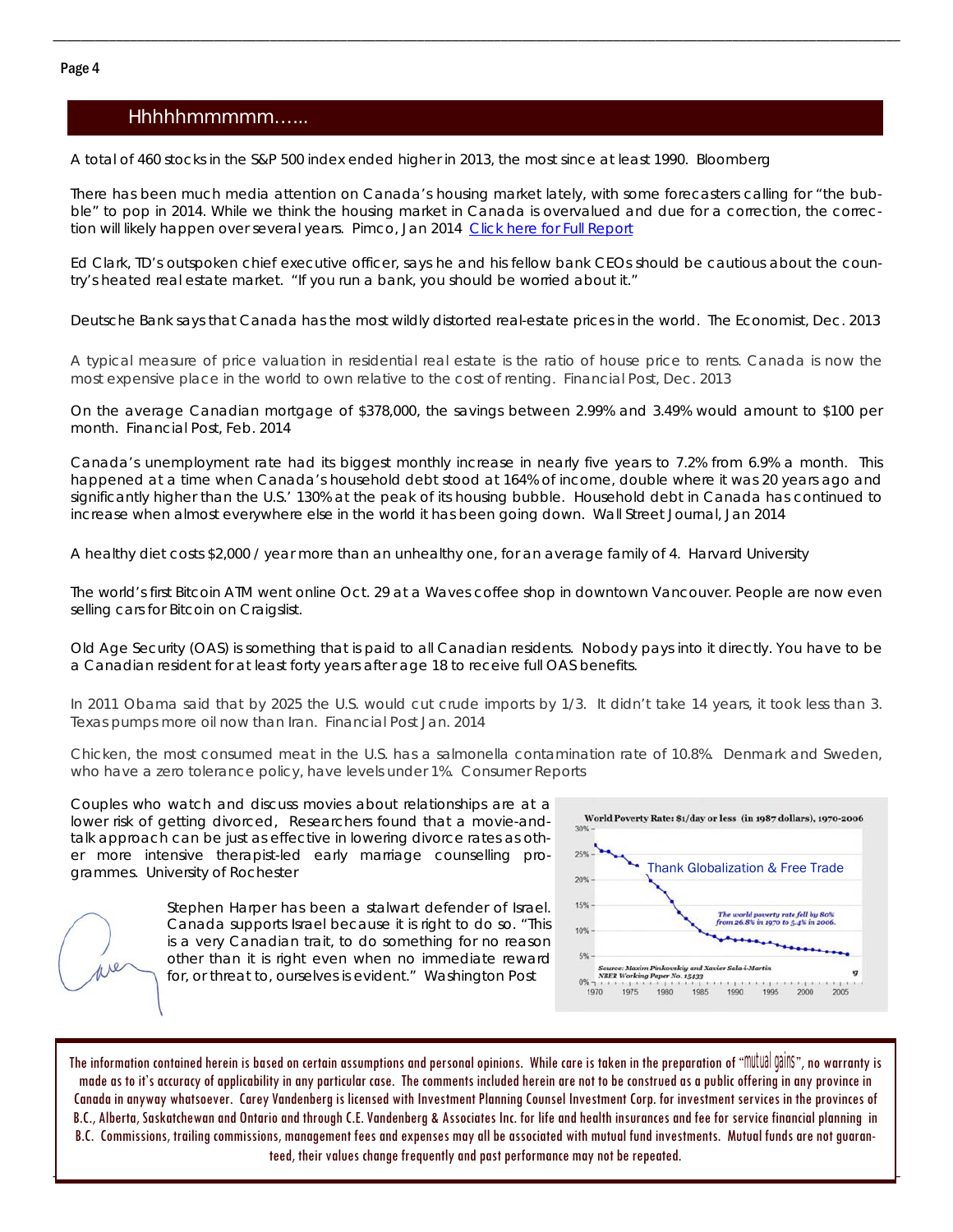## Hhhhhmmmmm…...

A total of 460 stocks in the S&P 500 index ended higher in 2013, the most since at least 1990. Bloomberg

There has been much media attention on Canada's housing market lately, with some forecasters calling for "the bubble" to pop in 2014. While we think the housing market in Canada is overvalued and due for a correction, the correction will likely happen over several years. Pimco, Jan 2014 Click here for Full Report

Ed Clark, TD's outspoken chief executive officer, says he and his fellow bank CEOs should be cautious about the country's heated real estate market. "If you run a bank, you should be worried about it."

Deutsche Bank says that Canada has the most wildly distorted real-estate prices in the world. The Economist, Dec. 2013

A typical measure of price valuation in residential real estate is the ratio of house price to rents. Canada is now the most expensive place in the world to own relative to the cost of renting. Financial Post, Dec. 2013

On the average Canadian mortgage of $378,000, the savings between 2.99% and 3.49% would amount to $100 per month. Financial Post, Feb. 2014

Canada's unemployment rate had its biggest monthly increase in nearly five years to 7.2% from 6.9% a month. This happened at a time when Canada's household debt stood at 164% of income, double where it was 20 years ago and significantly higher than the U.S.' 130% at the peak of its housing bubble. Household debt in Canada has continued to increase when almost everywhere else in the world it has been going down. Wall Street Journal, Jan 2014

A healthy diet costs $2,000 / year more than an unhealthy one, for an average family of 4. Harvard University

The world's first Bitcoin ATM went online Oct. 29 at a Waves coffee shop in downtown Vancouver. People are now even selling cars for Bitcoin on Craigslist.

Old Age Security (OAS) is something that is paid to all Canadian residents. Nobody pays into it directly. You have to be a Canadian resident for at least forty years after age 18 to receive full OAS benefits.

In 2011 Obama said that by 2025 the U.S. would cut crude imports by 1/3. It didn't take 14 years, it took less than 3. Texas pumps more oil now than Iran. Financial Post Jan. 2014

Chicken, the most consumed meat in the U.S. has a salmonella contamination rate of 10.8%. Denmark and Sweden, who have a zero tolerance policy, have levels under 1%. Consumer Reports

Couples who watch and discuss movies about relationships are at a lower risk of getting divorced, Researchers found that a movie-and-talk approach can be just as effective in lowering divorce rates as other more intensive therapist-led early marriage counselling programmes. University of Rochester

Stephen Harper has been a stalwart defender of Israel. Canada supports Israel because it is right to do so. "This is a very Canadian trait, to do something for no reason other than it is right even when no immediate reward for, or threat to, ourselves is evident." Washington Post

World Poverty Rate: $1/day or less (in 1987 dollars), 1970-2006

Thank Globalization & Free Trade

The world poverty rate fell by 80% from 26.8% in 1970 to 5.4% in 2006.

Source: Maxim Pinkovskiy and Xavier Sala-i-Martin NBER Working Paper No. 15433

30%
25%
20%
15%
10%
5%
0%

1970 1975 1980 1985 1990 1995 2000 2005

The information contained herein is based on certain assumptions and personal opinions. While care is taken in the preparation of "mutual gains", no warranty is made as to it's accuracy of applicability in any particular case. The comments included herein are not to be construed as a public offering in any province in Canada in anyway whatsoever. Carey Vandenberg is licensed with Investment Planning Counsel Investment Corp. for investment services in the provinces of B.C., Alberta, Saskatchewan and Ontario and through C.E. Vandenberg & Associates Inc. for life and health insurances and fee for service financial planning in B.C. Commissions, trailing commissions, management fees and expenses may all be associated with mutual fund investments. Mutual funds are not guaranteed, their values change frequently and past performance may not be repeated.